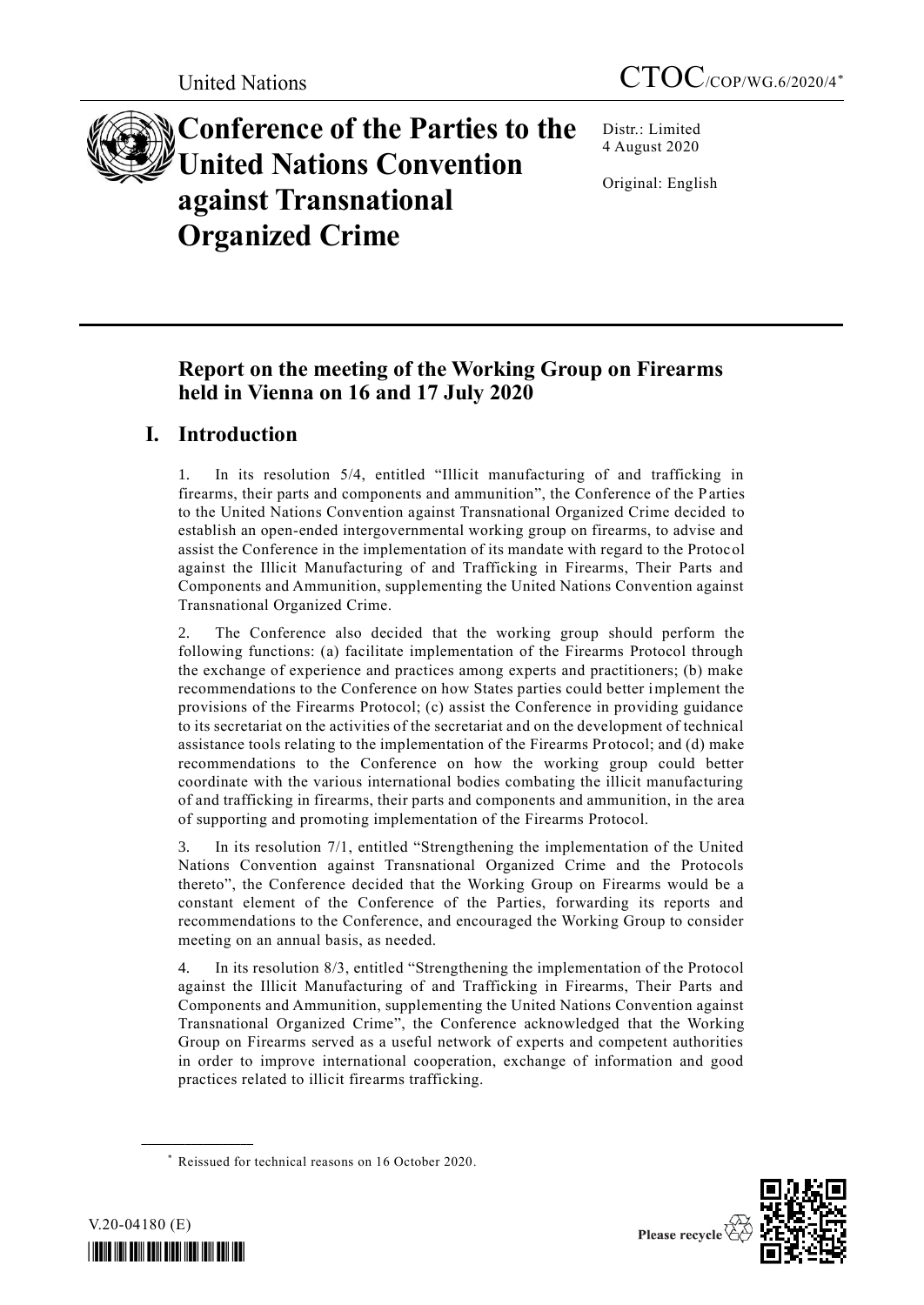United Nations CTOC/COP/WG.6/2020/4*

# Conference of the Parties to the United Nations Convention against Transnational Organized Crime

Distr.: Limited
4 August 2020

Original: English

## Report on the meeting of the Working Group on Firearms held in Vienna on 16 and 17 July 2020

## I. Introduction

1. In its resolution 5/4, entitled "Illicit manufacturing of and trafficking in firearms, their parts and components and ammunition", the Conference of the Parties to the United Nations Convention against Transnational Organized Crime decided to establish an open-ended intergovernmental working group on firearms, to advise and assist the Conference in the implementation of its mandate with regard to the Protocol against the Illicit Manufacturing of and Trafficking in Firearms, Their Parts and Components and Ammunition, supplementing the United Nations Convention against Transnational Organized Crime.

2. The Conference also decided that the working group should perform the following functions: (a) facilitate implementation of the Firearms Protocol through the exchange of experience and practices among experts and practitioners; (b) make recommendations to the Conference on how States parties could better implement the provisions of the Firearms Protocol; (c) assist the Conference in providing guidance to its secretariat on the activities of the secretariat and on the development of technical assistance tools relating to the implementation of the Firearms Protocol; and (d) make recommendations to the Conference on how the working group could better coordinate with the various international bodies combating the illicit manufacturing of and trafficking in firearms, their parts and components and ammunition, in the area of supporting and promoting implementation of the Firearms Protocol.

3. In its resolution 7/1, entitled "Strengthening the implementation of the United Nations Convention against Transnational Organized Crime and the Protocols thereto", the Conference decided that the Working Group on Firearms would be a constant element of the Conference of the Parties, forwarding its reports and recommendations to the Conference, and encouraged the Working Group to consider meeting on an annual basis, as needed.

4. In its resolution 8/3, entitled "Strengthening the implementation of the Protocol against the Illicit Manufacturing of and Trafficking in Firearms, Their Parts and Components and Ammunition, supplementing the United Nations Convention against Transnational Organized Crime", the Conference acknowledged that the Working Group on Firearms served as a useful network of experts and competent authorities in order to improve international cooperation, exchange of information and good practices related to illicit firearms trafficking.

* Reissued for technical reasons on 16 October 2020.

V.20-04180 (E)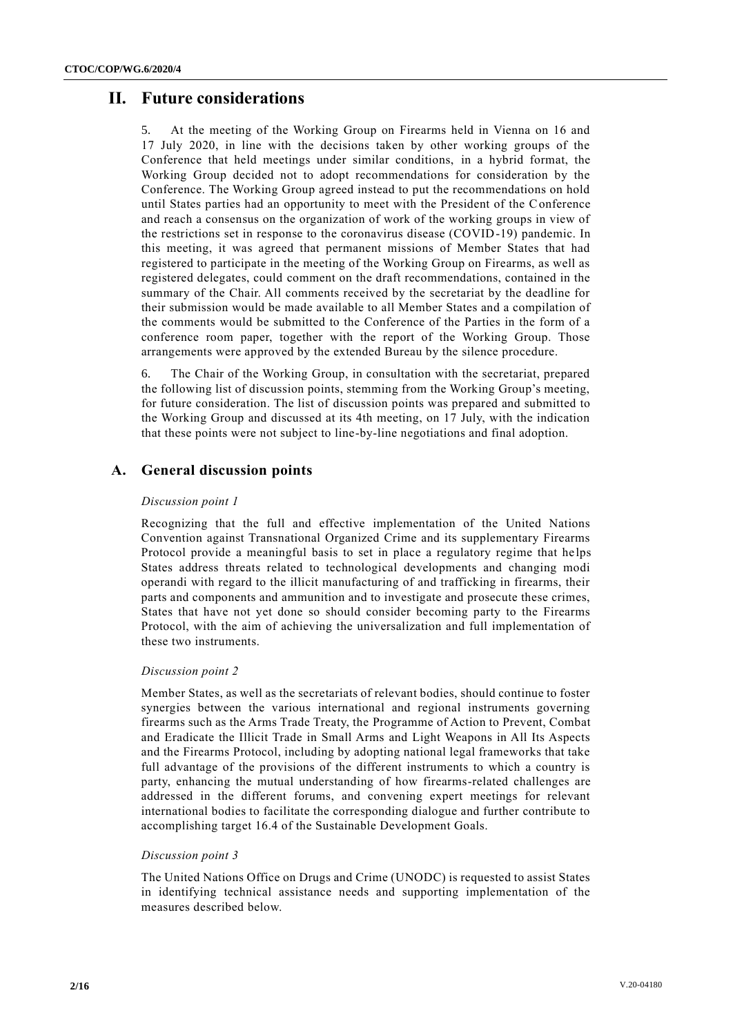# II. Future considerations

5. At the meeting of the Working Group on Firearms held in Vienna on 16 and 17 July 2020, in line with the decisions taken by other working groups of the Conference that held meetings under similar conditions, in a hybrid format, the Working Group decided not to adopt recommendations for consideration by the Conference. The Working Group agreed instead to put the recommendations on hold until States parties had an opportunity to meet with the President of the Conference and reach a consensus on the organization of work of the working groups in view of the restrictions set in response to the coronavirus disease (COVID-19) pandemic. In this meeting, it was agreed that permanent missions of Member States that had registered to participate in the meeting of the Working Group on Firearms, as well as registered delegates, could comment on the draft recommendations, contained in the summary of the Chair. All comments received by the secretariat by the deadline for their submission would be made available to all Member States and a compilation of the comments would be submitted to the Conference of the Parties in the form of a conference room paper, together with the report of the Working Group. Those arrangements were approved by the extended Bureau by the silence procedure.

6. The Chair of the Working Group, in consultation with the secretariat, prepared the following list of discussion points, stemming from the Working Group's meeting, for future consideration. The list of discussion points was prepared and submitted to the Working Group and discussed at its 4th meeting, on 17 July, with the indication that these points were not subject to line-by-line negotiations and final adoption.

## A. General discussion points

*Discussion point 1*

Recognizing that the full and effective implementation of the United Nations Convention against Transnational Organized Crime and its supplementary Firearms Protocol provide a meaningful basis to set in place a regulatory regime that helps States address threats related to technological developments and changing modi operandi with regard to the illicit manufacturing of and trafficking in firearms, their parts and components and ammunition and to investigate and prosecute these crimes, States that have not yet done so should consider becoming party to the Firearms Protocol, with the aim of achieving the universalization and full implementation of these two instruments.

*Discussion point 2*

Member States, as well as the secretariats of relevant bodies, should continue to foster synergies between the various international and regional instruments governing firearms such as the Arms Trade Treaty, the Programme of Action to Prevent, Combat and Eradicate the Illicit Trade in Small Arms and Light Weapons in All Its Aspects and the Firearms Protocol, including by adopting national legal frameworks that take full advantage of the provisions of the different instruments to which a country is party, enhancing the mutual understanding of how firearms-related challenges are addressed in the different forums, and convening expert meetings for relevant international bodies to facilitate the corresponding dialogue and further contribute to accomplishing target 16.4 of the Sustainable Development Goals.

*Discussion point 3*

The United Nations Office on Drugs and Crime (UNODC) is requested to assist States in identifying technical assistance needs and supporting implementation of the measures described below.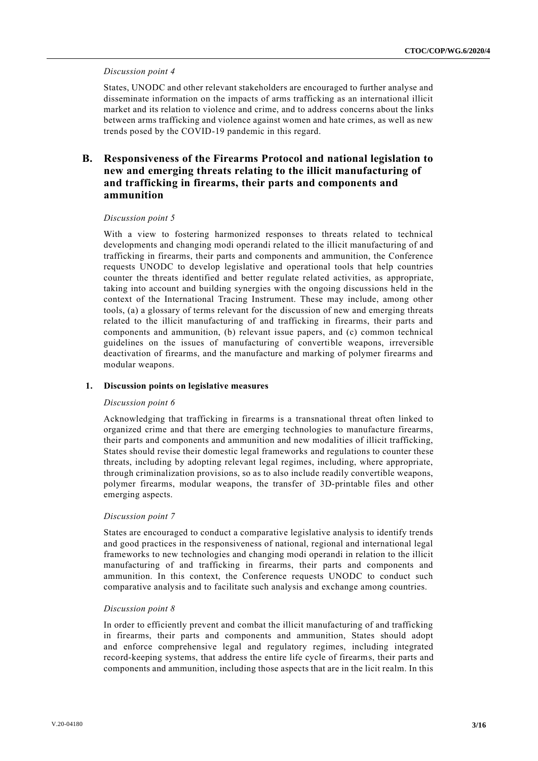*Discussion point 4*

States, UNODC and other relevant stakeholders are encouraged to further analyse and disseminate information on the impacts of arms trafficking as an international illicit market and its relation to violence and crime, and to address concerns about the links between arms trafficking and violence against women and hate crimes, as well as new trends posed by the COVID-19 pandemic in this regard.

## B. Responsiveness of the Firearms Protocol and national legislation to new and emerging threats relating to the illicit manufacturing of and trafficking in firearms, their parts and components and ammunition

*Discussion point 5*

With a view to fostering harmonized responses to threats related to technical developments and changing modi operandi related to the illicit manufacturing of and trafficking in firearms, their parts and components and ammunition, the Conference requests UNODC to develop legislative and operational tools that help countries counter the threats identified and better regulate related activities, as appropriate, taking into account and building synergies with the ongoing discussions held in the context of the International Tracing Instrument. These may include, among other tools, (a) a glossary of terms relevant for the discussion of new and emerging threats related to the illicit manufacturing of and trafficking in firearms, their parts and components and ammunition, (b) relevant issue papers, and (c) common technical guidelines on the issues of manufacturing of convertible weapons, irreversible deactivation of firearms, and the manufacture and marking of polymer firearms and modular weapons.

### 1. Discussion points on legislative measures

*Discussion point 6*

Acknowledging that trafficking in firearms is a transnational threat often linked to organized crime and that there are emerging technologies to manufacture firearms, their parts and components and ammunition and new modalities of illicit trafficking, States should revise their domestic legal frameworks and regulations to counter these threats, including by adopting relevant legal regimes, including, where appropriate, through criminalization provisions, so as to also include readily convertible weapons, polymer firearms, modular weapons, the transfer of 3D-printable files and other emerging aspects.

*Discussion point 7*

States are encouraged to conduct a comparative legislative analysis to identify trends and good practices in the responsiveness of national, regional and international legal frameworks to new technologies and changing modi operandi in relation to the illicit manufacturing of and trafficking in firearms, their parts and components and ammunition. In this context, the Conference requests UNODC to conduct such comparative analysis and to facilitate such analysis and exchange among countries.

*Discussion point 8*

In order to efficiently prevent and combat the illicit manufacturing of and trafficking in firearms, their parts and components and ammunition, States should adopt and enforce comprehensive legal and regulatory regimes, including integrated record-keeping systems, that address the entire life cycle of firearms, their parts and components and ammunition, including those aspects that are in the licit realm. In this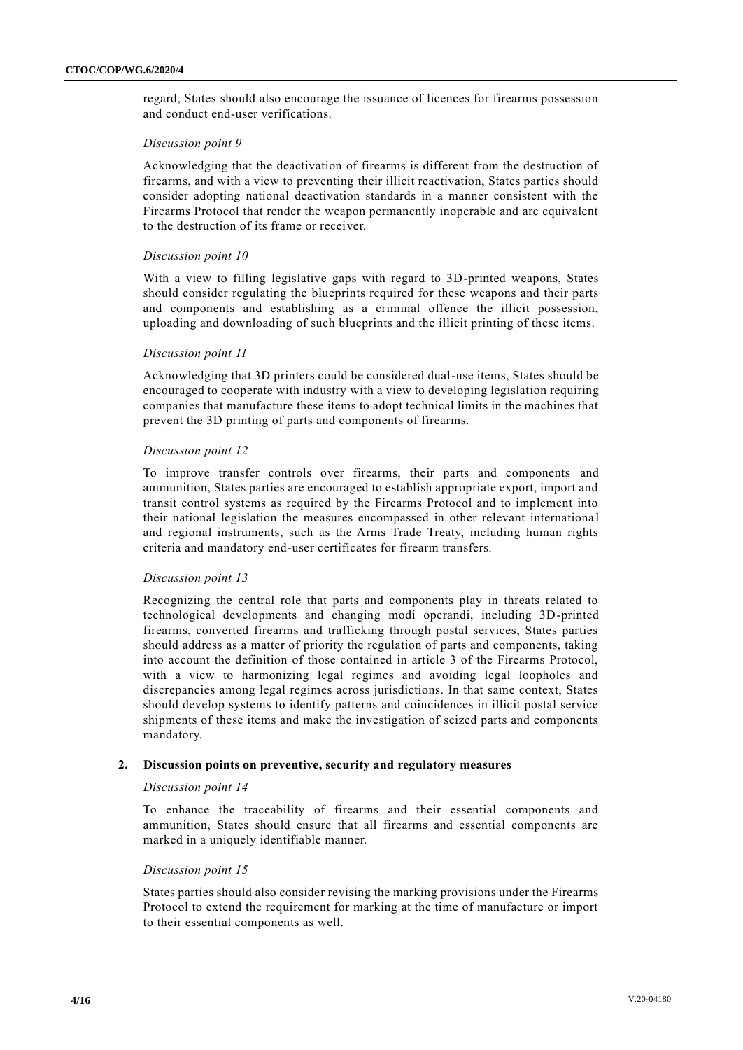regard, States should also encourage the issuance of licences for firearms possession and conduct end-user verifications.

*Discussion point 9*

Acknowledging that the deactivation of firearms is different from the destruction of firearms, and with a view to preventing their illicit reactivation, States parties should consider adopting national deactivation standards in a manner consistent with the Firearms Protocol that render the weapon permanently inoperable and are equivalent to the destruction of its frame or receiver.

*Discussion point 10*

With a view to filling legislative gaps with regard to 3D-printed weapons, States should consider regulating the blueprints required for these weapons and their parts and components and establishing as a criminal offence the illicit possession, uploading and downloading of such blueprints and the illicit printing of these items.

*Discussion point 11*

Acknowledging that 3D printers could be considered dual-use items, States should be encouraged to cooperate with industry with a view to developing legislation requiring companies that manufacture these items to adopt technical limits in the machines that prevent the 3D printing of parts and components of firearms.

*Discussion point 12*

To improve transfer controls over firearms, their parts and components and ammunition, States parties are encouraged to establish appropriate export, import and transit control systems as required by the Firearms Protocol and to implement into their national legislation the measures encompassed in other relevant international and regional instruments, such as the Arms Trade Treaty, including human rights criteria and mandatory end-user certificates for firearm transfers.

*Discussion point 13*

Recognizing the central role that parts and components play in threats related to technological developments and changing modi operandi, including 3D-printed firearms, converted firearms and trafficking through postal services, States parties should address as a matter of priority the regulation of parts and components, taking into account the definition of those contained in article 3 of the Firearms Protocol, with a view to harmonizing legal regimes and avoiding legal loopholes and discrepancies among legal regimes across jurisdictions. In that same context, States should develop systems to identify patterns and coincidences in illicit postal service shipments of these items and make the investigation of seized parts and components mandatory.

## 2. Discussion points on preventive, security and regulatory measures

*Discussion point 14*

To enhance the traceability of firearms and their essential components and ammunition, States should ensure that all firearms and essential components are marked in a uniquely identifiable manner.

*Discussion point 15*

States parties should also consider revising the marking provisions under the Firearms Protocol to extend the requirement for marking at the time of manufacture or import to their essential components as well.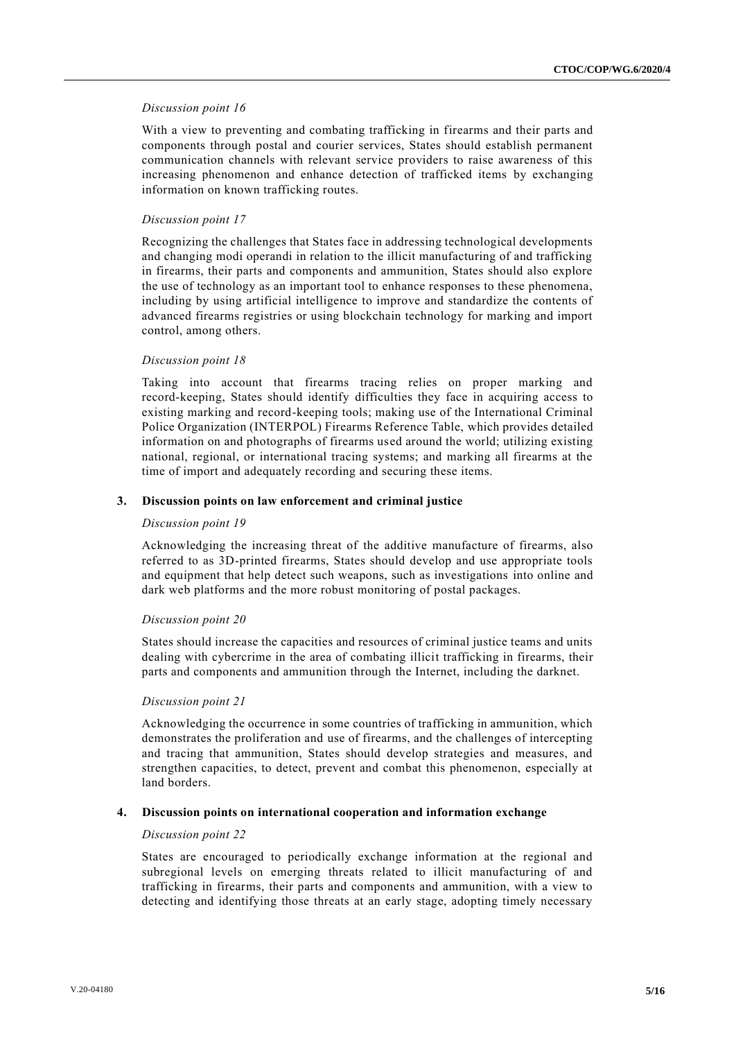*Discussion point 16*

With a view to preventing and combating trafficking in firearms and their parts and components through postal and courier services, States should establish permanent communication channels with relevant service providers to raise awareness of this increasing phenomenon and enhance detection of trafficked items by exchanging information on known trafficking routes.

*Discussion point 17*

Recognizing the challenges that States face in addressing technological developments and changing modi operandi in relation to the illicit manufacturing of and trafficking in firearms, their parts and components and ammunition, States should also explore the use of technology as an important tool to enhance responses to these phenomena, including by using artificial intelligence to improve and standardize the contents of advanced firearms registries or using blockchain technology for marking and import control, among others.

*Discussion point 18*

Taking into account that firearms tracing relies on proper marking and record-keeping, States should identify difficulties they face in acquiring access to existing marking and record-keeping tools; making use of the International Criminal Police Organization (INTERPOL) Firearms Reference Table, which provides detailed information on and photographs of firearms used around the world; utilizing existing national, regional, or international tracing systems; and marking all firearms at the time of import and adequately recording and securing these items.

### 3. Discussion points on law enforcement and criminal justice

*Discussion point 19*

Acknowledging the increasing threat of the additive manufacture of firearms, also referred to as 3D-printed firearms, States should develop and use appropriate tools and equipment that help detect such weapons, such as investigations into online and dark web platforms and the more robust monitoring of postal packages.

*Discussion point 20*

States should increase the capacities and resources of criminal justice teams and units dealing with cybercrime in the area of combating illicit trafficking in firearms, their parts and components and ammunition through the Internet, including the darknet.

*Discussion point 21*

Acknowledging the occurrence in some countries of trafficking in ammunition, which demonstrates the proliferation and use of firearms, and the challenges of intercepting and tracing that ammunition, States should develop strategies and measures, and strengthen capacities, to detect, prevent and combat this phenomenon, especially at land borders.

### 4. Discussion points on international cooperation and information exchange

*Discussion point 22*

States are encouraged to periodically exchange information at the regional and subregional levels on emerging threats related to illicit manufacturing of and trafficking in firearms, their parts and components and ammunition, with a view to detecting and identifying those threats at an early stage, adopting timely necessary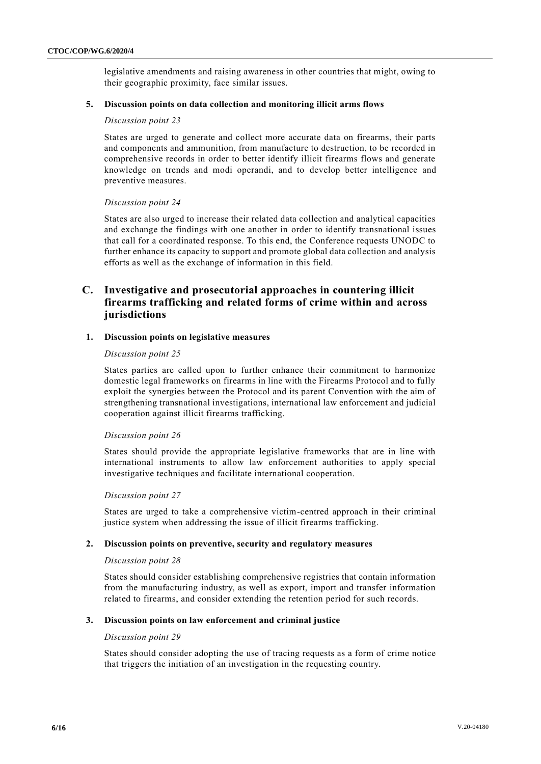legislative amendments and raising awareness in other countries that might, owing to their geographic proximity, face similar issues.

#### 5. Discussion points on data collection and monitoring illicit arms flows

*Discussion point 23*

States are urged to generate and collect more accurate data on firearms, their parts and components and ammunition, from manufacture to destruction, to be recorded in comprehensive records in order to better identify illicit firearms flows and generate knowledge on trends and modi operandi, and to develop better intelligence and preventive measures.

*Discussion point 24*

States are also urged to increase their related data collection and analytical capacities and exchange the findings with one another in order to identify transnational issues that call for a coordinated response. To this end, the Conference requests UNODC to further enhance its capacity to support and promote global data collection and analysis efforts as well as the exchange of information in this field.

## C. Investigative and prosecutorial approaches in countering illicit firearms trafficking and related forms of crime within and across jurisdictions

#### 1. Discussion points on legislative measures

*Discussion point 25*

States parties are called upon to further enhance their commitment to harmonize domestic legal frameworks on firearms in line with the Firearms Protocol and to fully exploit the synergies between the Protocol and its parent Convention with the aim of strengthening transnational investigations, international law enforcement and judicial cooperation against illicit firearms trafficking.

*Discussion point 26*

States should provide the appropriate legislative frameworks that are in line with international instruments to allow law enforcement authorities to apply special investigative techniques and facilitate international cooperation.

*Discussion point 27*

States are urged to take a comprehensive victim-centred approach in their criminal justice system when addressing the issue of illicit firearms trafficking.

#### 2. Discussion points on preventive, security and regulatory measures

*Discussion point 28*

States should consider establishing comprehensive registries that contain information from the manufacturing industry, as well as export, import and transfer information related to firearms, and consider extending the retention period for such records.

#### 3. Discussion points on law enforcement and criminal justice

*Discussion point 29*

States should consider adopting the use of tracing requests as a form of crime notice that triggers the initiation of an investigation in the requesting country.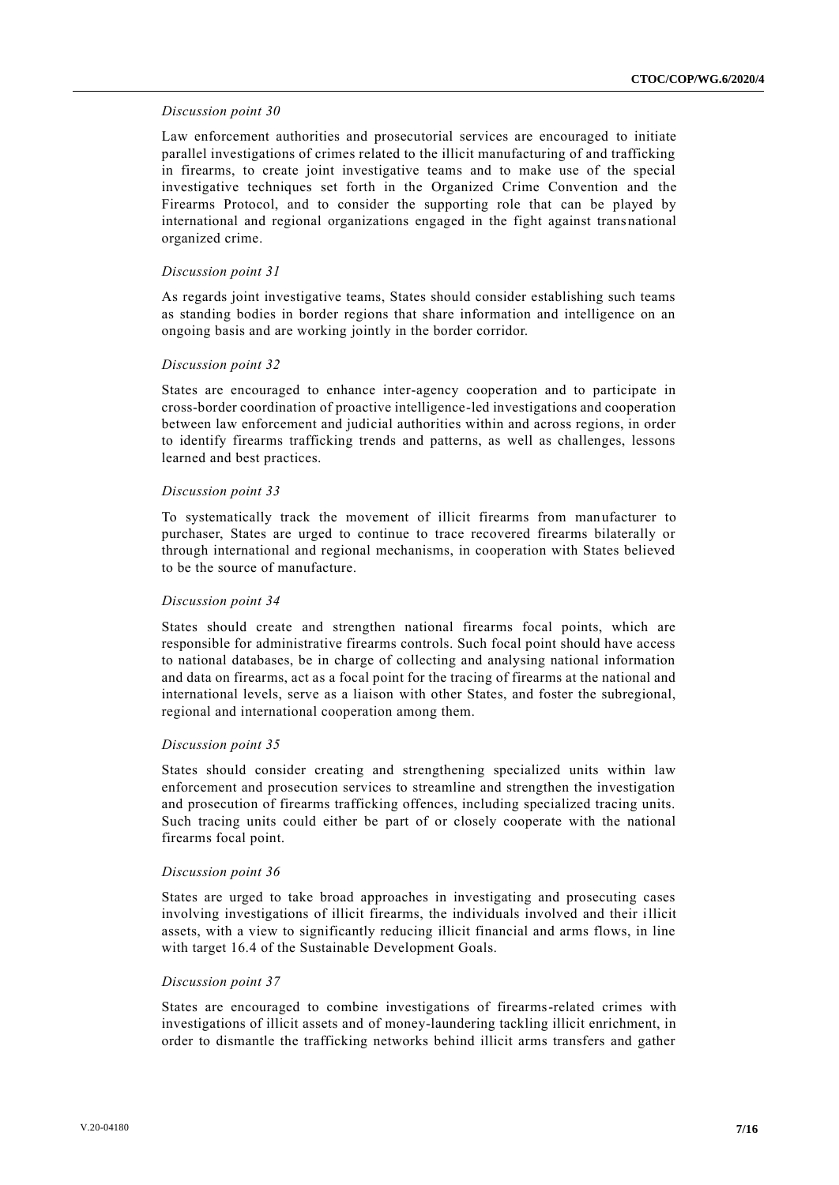*Discussion point 30*

Law enforcement authorities and prosecutorial services are encouraged to initiate parallel investigations of crimes related to the illicit manufacturing of and trafficking in firearms, to create joint investigative teams and to make use of the special investigative techniques set forth in the Organized Crime Convention and the Firearms Protocol, and to consider the supporting role that can be played by international and regional organizations engaged in the fight against transnational organized crime.

*Discussion point 31*

As regards joint investigative teams, States should consider establishing such teams as standing bodies in border regions that share information and intelligence on an ongoing basis and are working jointly in the border corridor.

*Discussion point 32*

States are encouraged to enhance inter-agency cooperation and to participate in cross-border coordination of proactive intelligence-led investigations and cooperation between law enforcement and judicial authorities within and across regions, in order to identify firearms trafficking trends and patterns, as well as challenges, lessons learned and best practices.

*Discussion point 33*

To systematically track the movement of illicit firearms from manufacturer to purchaser, States are urged to continue to trace recovered firearms bilaterally or through international and regional mechanisms, in cooperation with States believed to be the source of manufacture.

*Discussion point 34*

States should create and strengthen national firearms focal points, which are responsible for administrative firearms controls. Such focal point should have access to national databases, be in charge of collecting and analysing national information and data on firearms, act as a focal point for the tracing of firearms at the national and international levels, serve as a liaison with other States, and foster the subregional, regional and international cooperation among them.

*Discussion point 35*

States should consider creating and strengthening specialized units within law enforcement and prosecution services to streamline and strengthen the investigation and prosecution of firearms trafficking offences, including specialized tracing units. Such tracing units could either be part of or closely cooperate with the national firearms focal point.

*Discussion point 36*

States are urged to take broad approaches in investigating and prosecuting cases involving investigations of illicit firearms, the individuals involved and their illicit assets, with a view to significantly reducing illicit financial and arms flows, in line with target 16.4 of the Sustainable Development Goals.

*Discussion point 37*

States are encouraged to combine investigations of firearms-related crimes with investigations of illicit assets and of money-laundering tackling illicit enrichment, in order to dismantle the trafficking networks behind illicit arms transfers and gather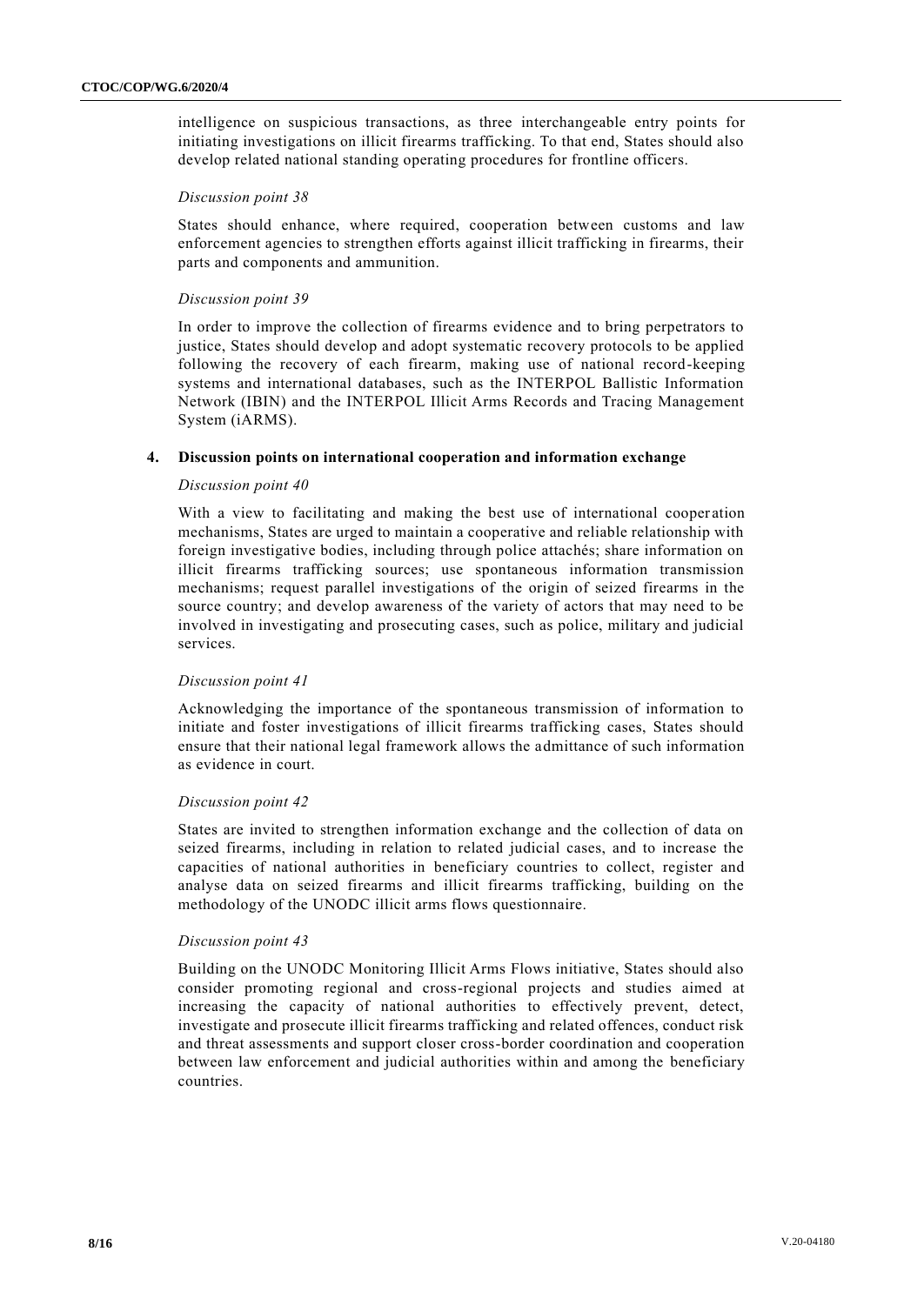intelligence on suspicious transactions, as three interchangeable entry points for initiating investigations on illicit firearms trafficking. To that end, States should also develop related national standing operating procedures for frontline officers.

*Discussion point 38*

States should enhance, where required, cooperation between customs and law enforcement agencies to strengthen efforts against illicit trafficking in firearms, their parts and components and ammunition.

*Discussion point 39*

In order to improve the collection of firearms evidence and to bring perpetrators to justice, States should develop and adopt systematic recovery protocols to be applied following the recovery of each firearm, making use of national record-keeping systems and international databases, such as the INTERPOL Ballistic Information Network (IBIN) and the INTERPOL Illicit Arms Records and Tracing Management System (iARMS).

### 4. Discussion points on international cooperation and information exchange

*Discussion point 40*

With a view to facilitating and making the best use of international cooperation mechanisms, States are urged to maintain a cooperative and reliable relationship with foreign investigative bodies, including through police attachés; share information on illicit firearms trafficking sources; use spontaneous information transmission mechanisms; request parallel investigations of the origin of seized firearms in the source country; and develop awareness of the variety of actors that may need to be involved in investigating and prosecuting cases, such as police, military and judicial services.

*Discussion point 41*

Acknowledging the importance of the spontaneous transmission of information to initiate and foster investigations of illicit firearms trafficking cases, States should ensure that their national legal framework allows the admittance of such information as evidence in court.

*Discussion point 42*

States are invited to strengthen information exchange and the collection of data on seized firearms, including in relation to related judicial cases, and to increase the capacities of national authorities in beneficiary countries to collect, register and analyse data on seized firearms and illicit firearms trafficking, building on the methodology of the UNODC illicit arms flows questionnaire.

*Discussion point 43*

Building on the UNODC Monitoring Illicit Arms Flows initiative, States should also consider promoting regional and cross-regional projects and studies aimed at increasing the capacity of national authorities to effectively prevent, detect, investigate and prosecute illicit firearms trafficking and related offences, conduct risk and threat assessments and support closer cross-border coordination and cooperation between law enforcement and judicial authorities within and among the beneficiary countries.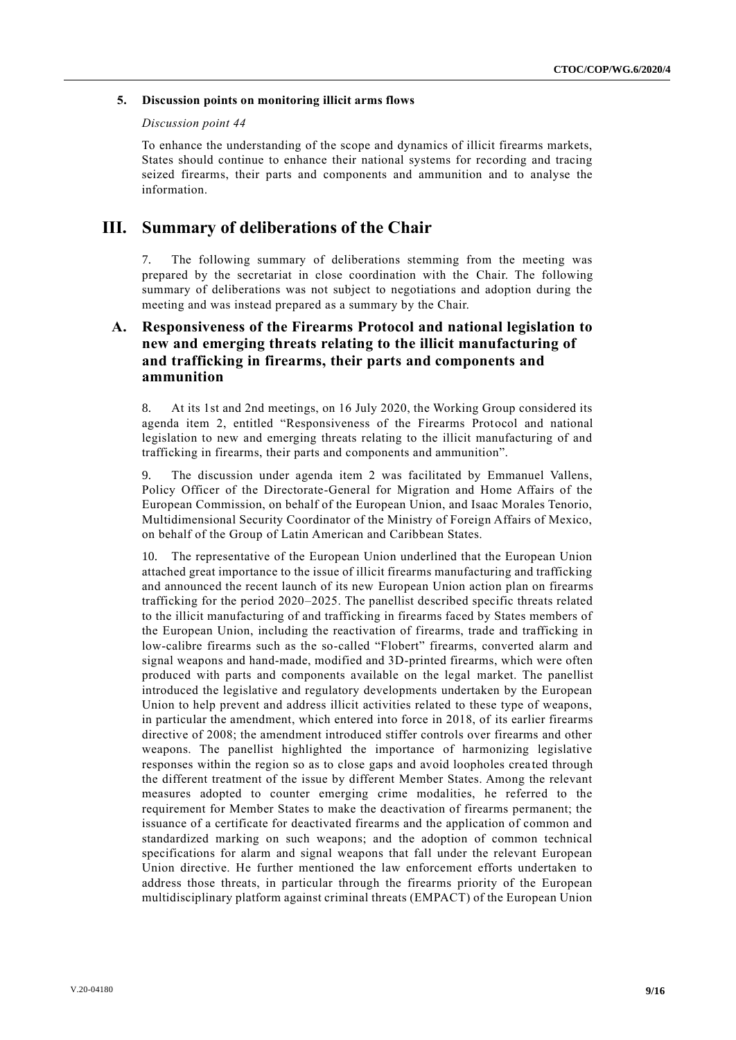### 5. Discussion points on monitoring illicit arms flows

*Discussion point 44*

To enhance the understanding of the scope and dynamics of illicit firearms markets, States should continue to enhance their national systems for recording and tracing seized firearms, their parts and components and ammunition and to analyse the information.

# III. Summary of deliberations of the Chair

7. The following summary of deliberations stemming from the meeting was prepared by the secretariat in close coordination with the Chair. The following summary of deliberations was not subject to negotiations and adoption during the meeting and was instead prepared as a summary by the Chair.

## A. Responsiveness of the Firearms Protocol and national legislation to new and emerging threats relating to the illicit manufacturing of and trafficking in firearms, their parts and components and ammunition

8. At its 1st and 2nd meetings, on 16 July 2020, the Working Group considered its agenda item 2, entitled "Responsiveness of the Firearms Protocol and national legislation to new and emerging threats relating to the illicit manufacturing of and trafficking in firearms, their parts and components and ammunition".

9. The discussion under agenda item 2 was facilitated by Emmanuel Vallens, Policy Officer of the Directorate-General for Migration and Home Affairs of the European Commission, on behalf of the European Union, and Isaac Morales Tenorio, Multidimensional Security Coordinator of the Ministry of Foreign Affairs of Mexico, on behalf of the Group of Latin American and Caribbean States.

10. The representative of the European Union underlined that the European Union attached great importance to the issue of illicit firearms manufacturing and trafficking and announced the recent launch of its new European Union action plan on firearms trafficking for the period 2020–2025. The panellist described specific threats related to the illicit manufacturing of and trafficking in firearms faced by States members of the European Union, including the reactivation of firearms, trade and trafficking in low-calibre firearms such as the so-called "Flobert" firearms, converted alarm and signal weapons and hand-made, modified and 3D-printed firearms, which were often produced with parts and components available on the legal market. The panellist introduced the legislative and regulatory developments undertaken by the European Union to help prevent and address illicit activities related to these type of weapons, in particular the amendment, which entered into force in 2018, of its earlier firearms directive of 2008; the amendment introduced stiffer controls over firearms and other weapons. The panellist highlighted the importance of harmonizing legislative responses within the region so as to close gaps and avoid loopholes created through the different treatment of the issue by different Member States. Among the relevant measures adopted to counter emerging crime modalities, he referred to the requirement for Member States to make the deactivation of firearms permanent; the issuance of a certificate for deactivated firearms and the application of common and standardized marking on such weapons; and the adoption of common technical specifications for alarm and signal weapons that fall under the relevant European Union directive. He further mentioned the law enforcement efforts undertaken to address those threats, in particular through the firearms priority of the European multidisciplinary platform against criminal threats (EMPACT) of the European Union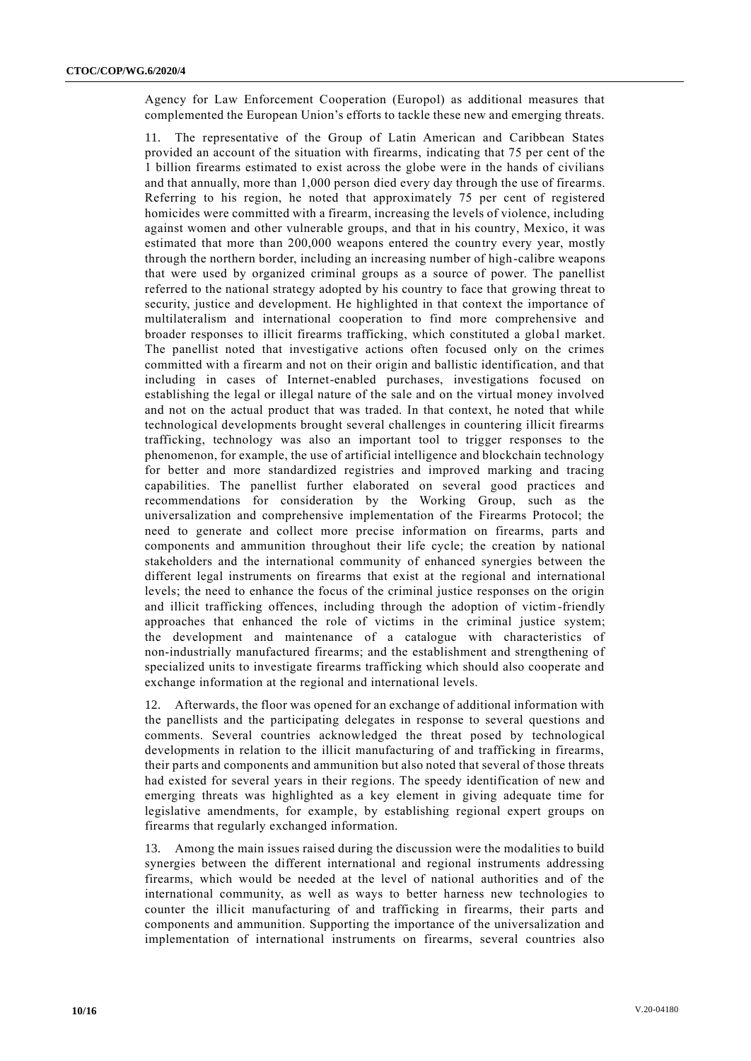Agency for Law Enforcement Cooperation (Europol) as additional measures that complemented the European Union's efforts to tackle these new and emerging threats.

11. The representative of the Group of Latin American and Caribbean States provided an account of the situation with firearms, indicating that 75 per cent of the 1 billion firearms estimated to exist across the globe were in the hands of civilians and that annually, more than 1,000 person died every day through the use of firearms. Referring to his region, he noted that approximately 75 per cent of registered homicides were committed with a firearm, increasing the levels of violence, including against women and other vulnerable groups, and that in his country, Mexico, it was estimated that more than 200,000 weapons entered the country every year, mostly through the northern border, including an increasing number of high-calibre weapons that were used by organized criminal groups as a source of power. The panellist referred to the national strategy adopted by his country to face that growing threat to security, justice and development. He highlighted in that context the importance of multilateralism and international cooperation to find more comprehensive and broader responses to illicit firearms trafficking, which constituted a global market. The panellist noted that investigative actions often focused only on the crimes committed with a firearm and not on their origin and ballistic identification, and that including in cases of Internet-enabled purchases, investigations focused on establishing the legal or illegal nature of the sale and on the virtual money involved and not on the actual product that was traded. In that context, he noted that while technological developments brought several challenges in countering illicit firearms trafficking, technology was also an important tool to trigger responses to the phenomenon, for example, the use of artificial intelligence and blockchain technology for better and more standardized registries and improved marking and tracing capabilities. The panellist further elaborated on several good practices and recommendations for consideration by the Working Group, such as the universalization and comprehensive implementation of the Firearms Protocol; the need to generate and collect more precise information on firearms, parts and components and ammunition throughout their life cycle; the creation by national stakeholders and the international community of enhanced synergies between the different legal instruments on firearms that exist at the regional and international levels; the need to enhance the focus of the criminal justice responses on the origin and illicit trafficking offences, including through the adoption of victim-friendly approaches that enhanced the role of victims in the criminal justice system; the development and maintenance of a catalogue with characteristics of non-industrially manufactured firearms; and the establishment and strengthening of specialized units to investigate firearms trafficking which should also cooperate and exchange information at the regional and international levels.

12. Afterwards, the floor was opened for an exchange of additional information with the panellists and the participating delegates in response to several questions and comments. Several countries acknowledged the threat posed by technological developments in relation to the illicit manufacturing of and trafficking in firearms, their parts and components and ammunition but also noted that several of those threats had existed for several years in their regions. The speedy identification of new and emerging threats was highlighted as a key element in giving adequate time for legislative amendments, for example, by establishing regional expert groups on firearms that regularly exchanged information.

13. Among the main issues raised during the discussion were the modalities to build synergies between the different international and regional instruments addressing firearms, which would be needed at the level of national authorities and of the international community, as well as ways to better harness new technologies to counter the illicit manufacturing of and trafficking in firearms, their parts and components and ammunition. Supporting the importance of the universalization and implementation of international instruments on firearms, several countries also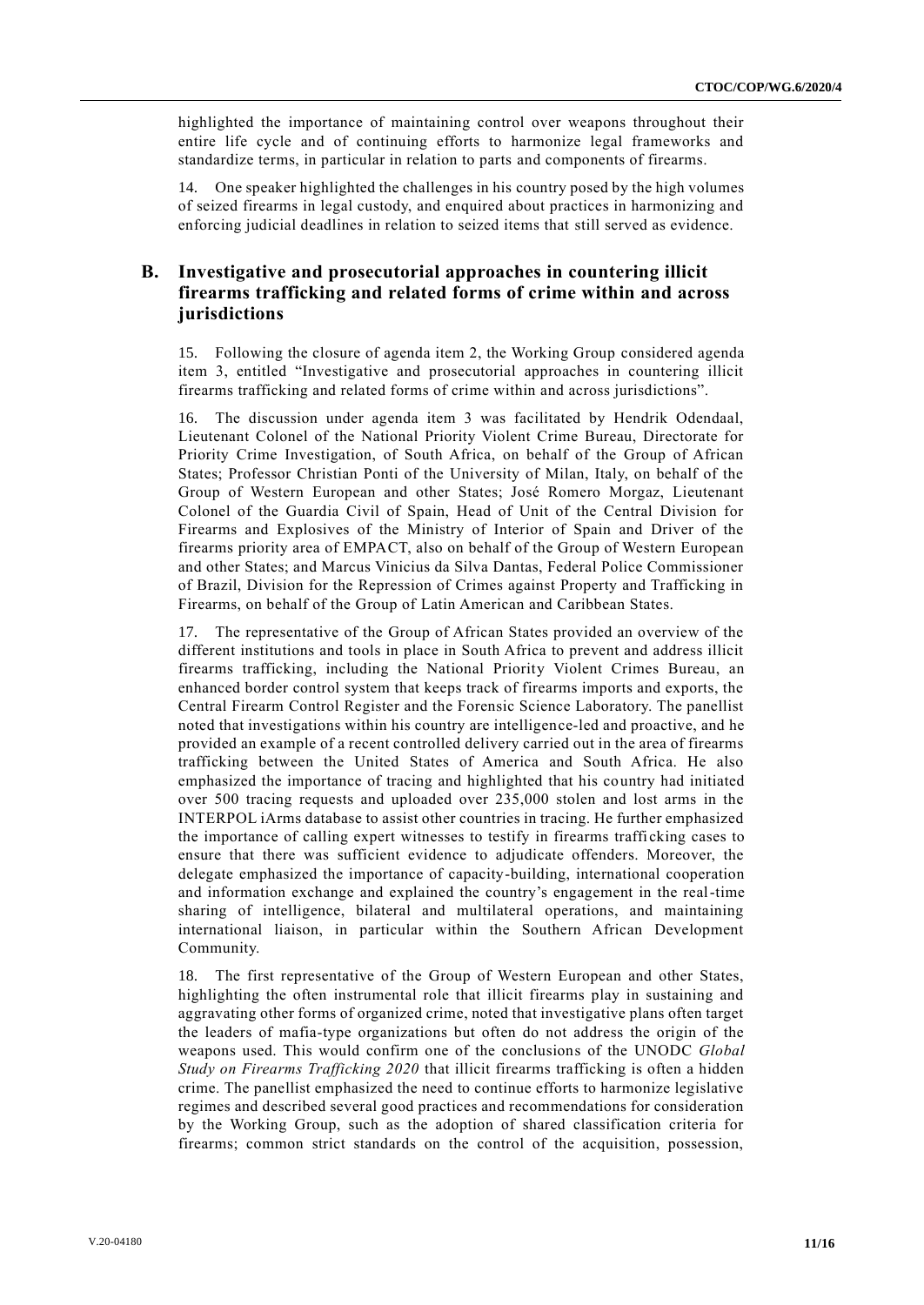highlighted the importance of maintaining control over weapons throughout their entire life cycle and of continuing efforts to harmonize legal frameworks and standardize terms, in particular in relation to parts and components of firearms.

14. One speaker highlighted the challenges in his country posed by the high volumes of seized firearms in legal custody, and enquired about practices in harmonizing and enforcing judicial deadlines in relation to seized items that still served as evidence.

## B. Investigative and prosecutorial approaches in countering illicit firearms trafficking and related forms of crime within and across jurisdictions

15. Following the closure of agenda item 2, the Working Group considered agenda item 3, entitled "Investigative and prosecutorial approaches in countering illicit firearms trafficking and related forms of crime within and across jurisdictions".

16. The discussion under agenda item 3 was facilitated by Hendrik Odendaal, Lieutenant Colonel of the National Priority Violent Crime Bureau, Directorate for Priority Crime Investigation, of South Africa, on behalf of the Group of African States; Professor Christian Ponti of the University of Milan, Italy, on behalf of the Group of Western European and other States; José Romero Morgaz, Lieutenant Colonel of the Guardia Civil of Spain, Head of Unit of the Central Division for Firearms and Explosives of the Ministry of Interior of Spain and Driver of the firearms priority area of EMPACT, also on behalf of the Group of Western European and other States; and Marcus Vinicius da Silva Dantas, Federal Police Commissioner of Brazil, Division for the Repression of Crimes against Property and Trafficking in Firearms, on behalf of the Group of Latin American and Caribbean States.

17. The representative of the Group of African States provided an overview of the different institutions and tools in place in South Africa to prevent and address illicit firearms trafficking, including the National Priority Violent Crimes Bureau, an enhanced border control system that keeps track of firearms imports and exports, the Central Firearm Control Register and the Forensic Science Laboratory. The panellist noted that investigations within his country are intelligence-led and proactive, and he provided an example of a recent controlled delivery carried out in the area of firearms trafficking between the United States of America and South Africa. He also emphasized the importance of tracing and highlighted that his country had initiated over 500 tracing requests and uploaded over 235,000 stolen and lost arms in the INTERPOL iArms database to assist other countries in tracing. He further emphasized the importance of calling expert witnesses to testify in firearms trafficking cases to ensure that there was sufficient evidence to adjudicate offenders. Moreover, the delegate emphasized the importance of capacity-building, international cooperation and information exchange and explained the country's engagement in the real-time sharing of intelligence, bilateral and multilateral operations, and maintaining international liaison, in particular within the Southern African Development Community.

18. The first representative of the Group of Western European and other States, highlighting the often instrumental role that illicit firearms play in sustaining and aggravating other forms of organized crime, noted that investigative plans often target the leaders of mafia-type organizations but often do not address the origin of the weapons used. This would confirm one of the conclusions of the UNODC *Global Study on Firearms Trafficking 2020* that illicit firearms trafficking is often a hidden crime. The panellist emphasized the need to continue efforts to harmonize legislative regimes and described several good practices and recommendations for consideration by the Working Group, such as the adoption of shared classification criteria for firearms; common strict standards on the control of the acquisition, possession,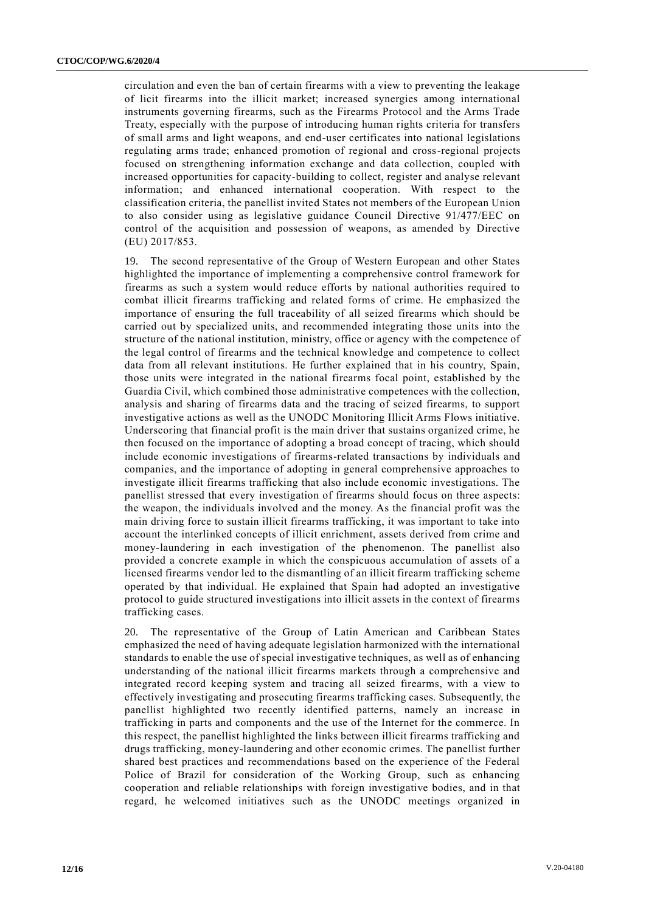circulation and even the ban of certain firearms with a view to preventing the leakage of licit firearms into the illicit market; increased synergies among international instruments governing firearms, such as the Firearms Protocol and the Arms Trade Treaty, especially with the purpose of introducing human rights criteria for transfers of small arms and light weapons, and end-user certificates into national legislations regulating arms trade; enhanced promotion of regional and cross-regional projects focused on strengthening information exchange and data collection, coupled with increased opportunities for capacity-building to collect, register and analyse relevant information; and enhanced international cooperation. With respect to the classification criteria, the panellist invited States not members of the European Union to also consider using as legislative guidance Council Directive 91/477/EEC on control of the acquisition and possession of weapons, as amended by Directive (EU) 2017/853.

19. The second representative of the Group of Western European and other States highlighted the importance of implementing a comprehensive control framework for firearms as such a system would reduce efforts by national authorities required to combat illicit firearms trafficking and related forms of crime. He emphasized the importance of ensuring the full traceability of all seized firearms which should be carried out by specialized units, and recommended integrating those units into the structure of the national institution, ministry, office or agency with the competence of the legal control of firearms and the technical knowledge and competence to collect data from all relevant institutions. He further explained that in his country, Spain, those units were integrated in the national firearms focal point, established by the Guardia Civil, which combined those administrative competences with the collection, analysis and sharing of firearms data and the tracing of seized firearms, to support investigative actions as well as the UNODC Monitoring Illicit Arms Flows initiative. Underscoring that financial profit is the main driver that sustains organized crime, he then focused on the importance of adopting a broad concept of tracing, which should include economic investigations of firearms-related transactions by individuals and companies, and the importance of adopting in general comprehensive approaches to investigate illicit firearms trafficking that also include economic investigations. The panellist stressed that every investigation of firearms should focus on three aspects: the weapon, the individuals involved and the money. As the financial profit was the main driving force to sustain illicit firearms trafficking, it was important to take into account the interlinked concepts of illicit enrichment, assets derived from crime and money-laundering in each investigation of the phenomenon. The panellist also provided a concrete example in which the conspicuous accumulation of assets of a licensed firearms vendor led to the dismantling of an illicit firearm trafficking scheme operated by that individual. He explained that Spain had adopted an investigative protocol to guide structured investigations into illicit assets in the context of firearms trafficking cases.

20. The representative of the Group of Latin American and Caribbean States emphasized the need of having adequate legislation harmonized with the international standards to enable the use of special investigative techniques, as well as of enhancing understanding of the national illicit firearms markets through a comprehensive and integrated record keeping system and tracing all seized firearms, with a view to effectively investigating and prosecuting firearms trafficking cases. Subsequently, the panellist highlighted two recently identified patterns, namely an increase in trafficking in parts and components and the use of the Internet for the commerce. In this respect, the panellist highlighted the links between illicit firearms trafficking and drugs trafficking, money-laundering and other economic crimes. The panellist further shared best practices and recommendations based on the experience of the Federal Police of Brazil for consideration of the Working Group, such as enhancing cooperation and reliable relationships with foreign investigative bodies, and in that regard, he welcomed initiatives such as the UNODC meetings organized in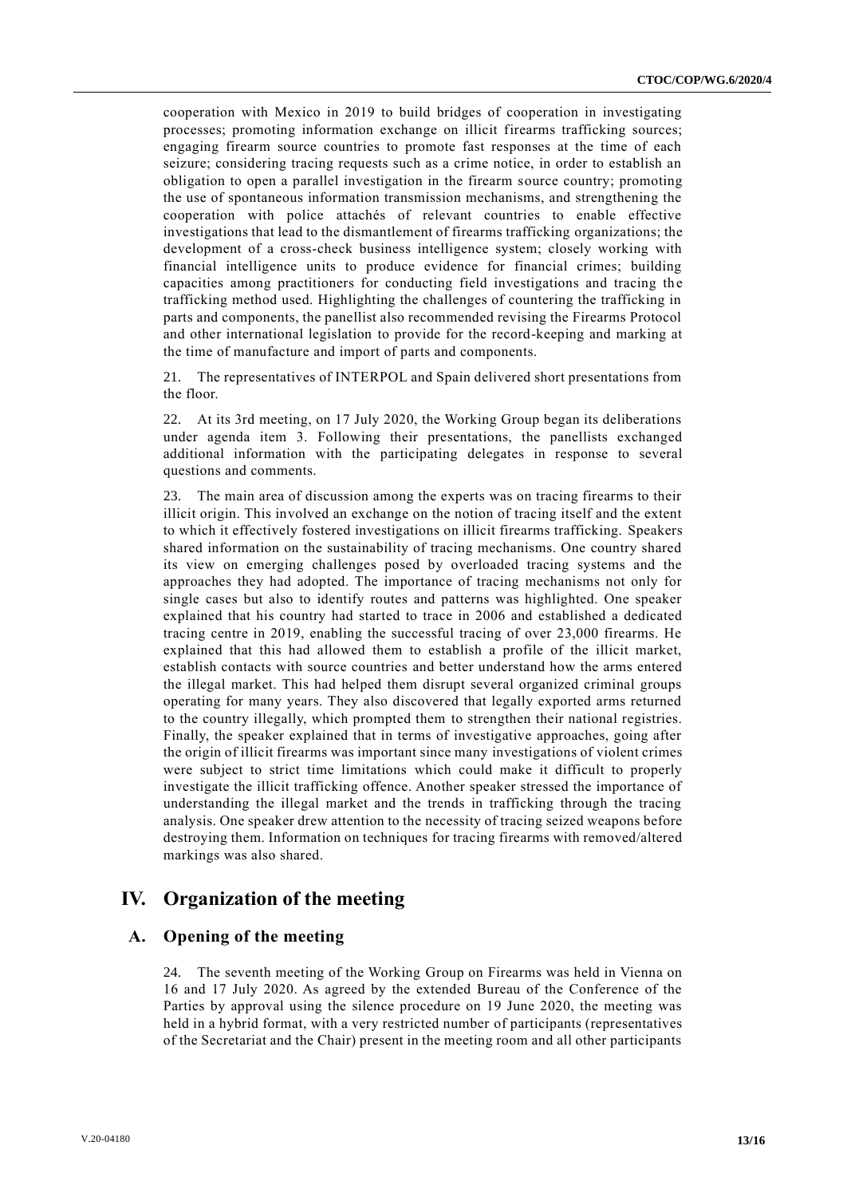cooperation with Mexico in 2019 to build bridges of cooperation in investigating processes; promoting information exchange on illicit firearms trafficking sources; engaging firearm source countries to promote fast responses at the time of each seizure; considering tracing requests such as a crime notice, in order to establish an obligation to open a parallel investigation in the firearm source country; promoting the use of spontaneous information transmission mechanisms, and strengthening the cooperation with police attachés of relevant countries to enable effective investigations that lead to the dismantlement of firearms trafficking organizations; the development of a cross-check business intelligence system; closely working with financial intelligence units to produce evidence for financial crimes; building capacities among practitioners for conducting field investigations and tracing the trafficking method used. Highlighting the challenges of countering the trafficking in parts and components, the panellist also recommended revising the Firearms Protocol and other international legislation to provide for the record-keeping and marking at the time of manufacture and import of parts and components.

21. The representatives of INTERPOL and Spain delivered short presentations from the floor.

22. At its 3rd meeting, on 17 July 2020, the Working Group began its deliberations under agenda item 3. Following their presentations, the panellists exchanged additional information with the participating delegates in response to several questions and comments.

23. The main area of discussion among the experts was on tracing firearms to their illicit origin. This involved an exchange on the notion of tracing itself and the extent to which it effectively fostered investigations on illicit firearms trafficking. Speakers shared information on the sustainability of tracing mechanisms. One country shared its view on emerging challenges posed by overloaded tracing systems and the approaches they had adopted. The importance of tracing mechanisms not only for single cases but also to identify routes and patterns was highlighted. One speaker explained that his country had started to trace in 2006 and established a dedicated tracing centre in 2019, enabling the successful tracing of over 23,000 firearms. He explained that this had allowed them to establish a profile of the illicit market, establish contacts with source countries and better understand how the arms entered the illegal market. This had helped them disrupt several organized criminal groups operating for many years. They also discovered that legally exported arms returned to the country illegally, which prompted them to strengthen their national registries. Finally, the speaker explained that in terms of investigative approaches, going after the origin of illicit firearms was important since many investigations of violent crimes were subject to strict time limitations which could make it difficult to properly investigate the illicit trafficking offence. Another speaker stressed the importance of understanding the illegal market and the trends in trafficking through the tracing analysis. One speaker drew attention to the necessity of tracing seized weapons before destroying them. Information on techniques for tracing firearms with removed/altered markings was also shared.

# IV. Organization of the meeting

## A. Opening of the meeting

24. The seventh meeting of the Working Group on Firearms was held in Vienna on 16 and 17 July 2020. As agreed by the extended Bureau of the Conference of the Parties by approval using the silence procedure on 19 June 2020, the meeting was held in a hybrid format, with a very restricted number of participants (representatives of the Secretariat and the Chair) present in the meeting room and all other participants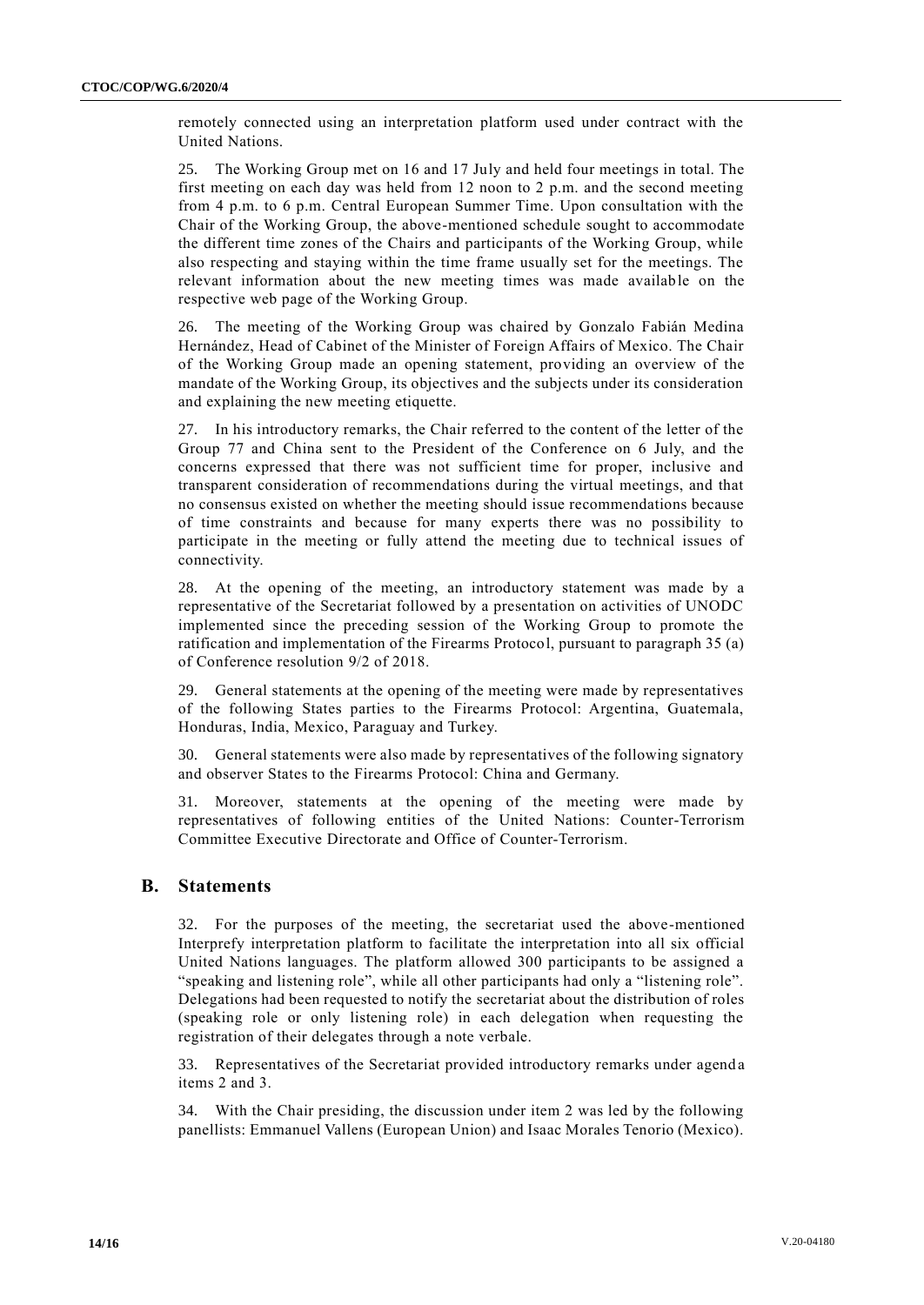remotely connected using an interpretation platform used under contract with the United Nations.

25. The Working Group met on 16 and 17 July and held four meetings in total. The first meeting on each day was held from 12 noon to 2 p.m. and the second meeting from 4 p.m. to 6 p.m. Central European Summer Time. Upon consultation with the Chair of the Working Group, the above-mentioned schedule sought to accommodate the different time zones of the Chairs and participants of the Working Group, while also respecting and staying within the time frame usually set for the meetings. The relevant information about the new meeting times was made available on the respective web page of the Working Group.

26. The meeting of the Working Group was chaired by Gonzalo Fabián Medina Hernández, Head of Cabinet of the Minister of Foreign Affairs of Mexico. The Chair of the Working Group made an opening statement, providing an overview of the mandate of the Working Group, its objectives and the subjects under its consideration and explaining the new meeting etiquette.

27. In his introductory remarks, the Chair referred to the content of the letter of the Group 77 and China sent to the President of the Conference on 6 July, and the concerns expressed that there was not sufficient time for proper, inclusive and transparent consideration of recommendations during the virtual meetings, and that no consensus existed on whether the meeting should issue recommendations because of time constraints and because for many experts there was no possibility to participate in the meeting or fully attend the meeting due to technical issues of connectivity.

28. At the opening of the meeting, an introductory statement was made by a representative of the Secretariat followed by a presentation on activities of UNODC implemented since the preceding session of the Working Group to promote the ratification and implementation of the Firearms Protocol, pursuant to paragraph 35 (a) of Conference resolution 9/2 of 2018.

29. General statements at the opening of the meeting were made by representatives of the following States parties to the Firearms Protocol: Argentina, Guatemala, Honduras, India, Mexico, Paraguay and Turkey.

30. General statements were also made by representatives of the following signatory and observer States to the Firearms Protocol: China and Germany.

31. Moreover, statements at the opening of the meeting were made by representatives of following entities of the United Nations: Counter-Terrorism Committee Executive Directorate and Office of Counter-Terrorism.

## B. Statements

32. For the purposes of the meeting, the secretariat used the above-mentioned Interprefy interpretation platform to facilitate the interpretation into all six official United Nations languages. The platform allowed 300 participants to be assigned a "speaking and listening role", while all other participants had only a "listening role". Delegations had been requested to notify the secretariat about the distribution of roles (speaking role or only listening role) in each delegation when requesting the registration of their delegates through a note verbale.

33. Representatives of the Secretariat provided introductory remarks under agenda items 2 and 3.

34. With the Chair presiding, the discussion under item 2 was led by the following panellists: Emmanuel Vallens (European Union) and Isaac Morales Tenorio (Mexico).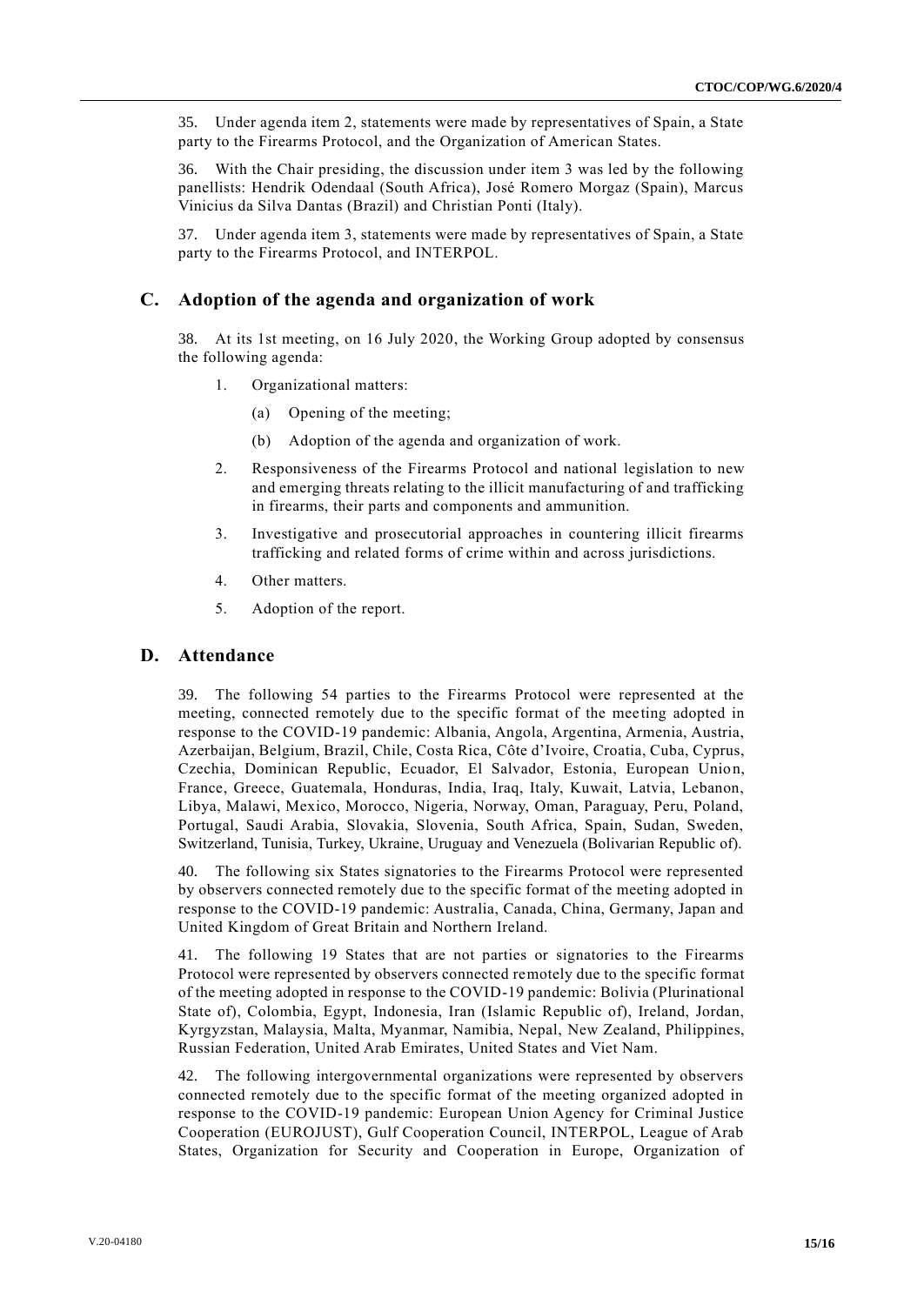35. Under agenda item 2, statements were made by representatives of Spain, a State party to the Firearms Protocol, and the Organization of American States.

36. With the Chair presiding, the discussion under item 3 was led by the following panellists: Hendrik Odendaal (South Africa), José Romero Morgaz (Spain), Marcus Vinicius da Silva Dantas (Brazil) and Christian Ponti (Italy).

37. Under agenda item 3, statements were made by representatives of Spain, a State party to the Firearms Protocol, and INTERPOL.

## C. Adoption of the agenda and organization of work

38. At its 1st meeting, on 16 July 2020, the Working Group adopted by consensus the following agenda:

1. Organizational matters:
   - (a) Opening of the meeting;
   - (b) Adoption of the agenda and organization of work.
2. Responsiveness of the Firearms Protocol and national legislation to new and emerging threats relating to the illicit manufacturing of and trafficking in firearms, their parts and components and ammunition.
3. Investigative and prosecutorial approaches in countering illicit firearms trafficking and related forms of crime within and across jurisdictions.
4. Other matters.
5. Adoption of the report.

## D. Attendance

39. The following 54 parties to the Firearms Protocol were represented at the meeting, connected remotely due to the specific format of the meeting adopted in response to the COVID-19 pandemic: Albania, Angola, Argentina, Armenia, Austria, Azerbaijan, Belgium, Brazil, Chile, Costa Rica, Côte d'Ivoire, Croatia, Cuba, Cyprus, Czechia, Dominican Republic, Ecuador, El Salvador, Estonia, European Union, France, Greece, Guatemala, Honduras, India, Iraq, Italy, Kuwait, Latvia, Lebanon, Libya, Malawi, Mexico, Morocco, Nigeria, Norway, Oman, Paraguay, Peru, Poland, Portugal, Saudi Arabia, Slovakia, Slovenia, South Africa, Spain, Sudan, Sweden, Switzerland, Tunisia, Turkey, Ukraine, Uruguay and Venezuela (Bolivarian Republic of).

40. The following six States signatories to the Firearms Protocol were represented by observers connected remotely due to the specific format of the meeting adopted in response to the COVID-19 pandemic: Australia, Canada, China, Germany, Japan and United Kingdom of Great Britain and Northern Ireland.

41. The following 19 States that are not parties or signatories to the Firearms Protocol were represented by observers connected remotely due to the specific format of the meeting adopted in response to the COVID-19 pandemic: Bolivia (Plurinational State of), Colombia, Egypt, Indonesia, Iran (Islamic Republic of), Ireland, Jordan, Kyrgyzstan, Malaysia, Malta, Myanmar, Namibia, Nepal, New Zealand, Philippines, Russian Federation, United Arab Emirates, United States and Viet Nam.

42. The following intergovernmental organizations were represented by observers connected remotely due to the specific format of the meeting organized adopted in response to the COVID-19 pandemic: European Union Agency for Criminal Justice Cooperation (EUROJUST), Gulf Cooperation Council, INTERPOL, League of Arab States, Organization for Security and Cooperation in Europe, Organization of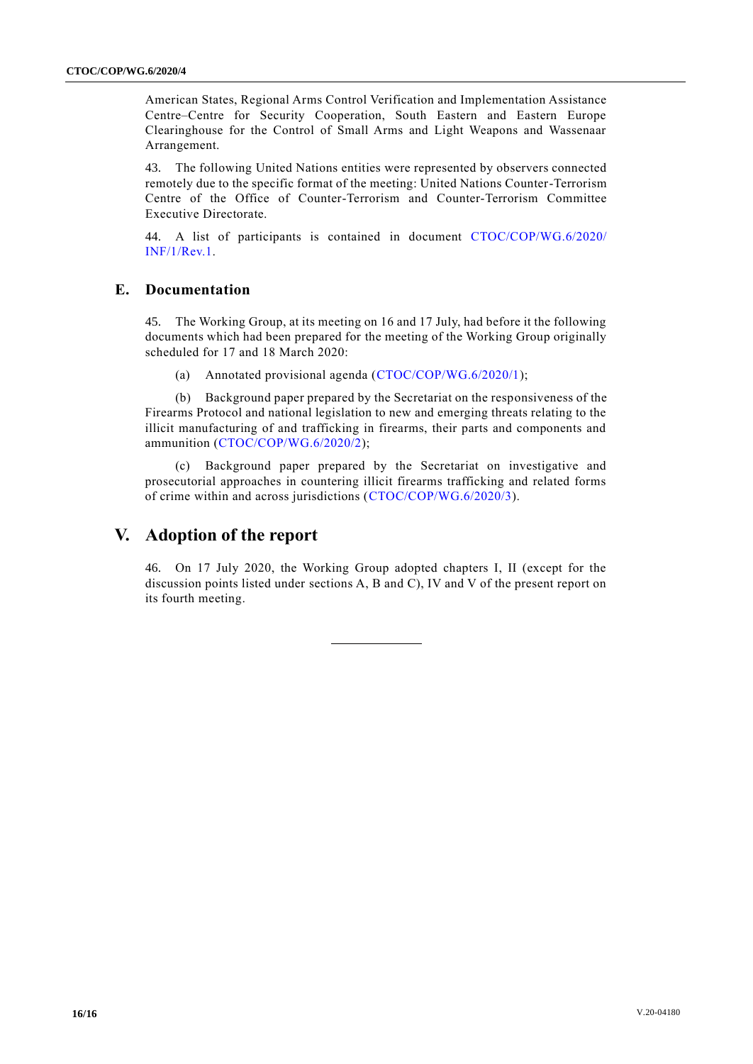American States, Regional Arms Control Verification and Implementation Assistance Centre–Centre for Security Cooperation, South Eastern and Eastern Europe Clearinghouse for the Control of Small Arms and Light Weapons and Wassenaar Arrangement.

43. The following United Nations entities were represented by observers connected remotely due to the specific format of the meeting: United Nations Counter-Terrorism Centre of the Office of Counter-Terrorism and Counter-Terrorism Committee Executive Directorate.

44. A list of participants is contained in document CTOC/COP/WG.6/2020/INF/1/Rev.1.

## E. Documentation

45. The Working Group, at its meeting on 16 and 17 July, had before it the following documents which had been prepared for the meeting of the Working Group originally scheduled for 17 and 18 March 2020:

(a) Annotated provisional agenda (CTOC/COP/WG.6/2020/1);

(b) Background paper prepared by the Secretariat on the responsiveness of the Firearms Protocol and national legislation to new and emerging threats relating to the illicit manufacturing of and trafficking in firearms, their parts and components and ammunition (CTOC/COP/WG.6/2020/2);

(c) Background paper prepared by the Secretariat on investigative and prosecutorial approaches in countering illicit firearms trafficking and related forms of crime within and across jurisdictions (CTOC/COP/WG.6/2020/3).

# V. Adoption of the report

46. On 17 July 2020, the Working Group adopted chapters I, II (except for the discussion points listed under sections A, B and C), IV and V of the present report on its fourth meeting.